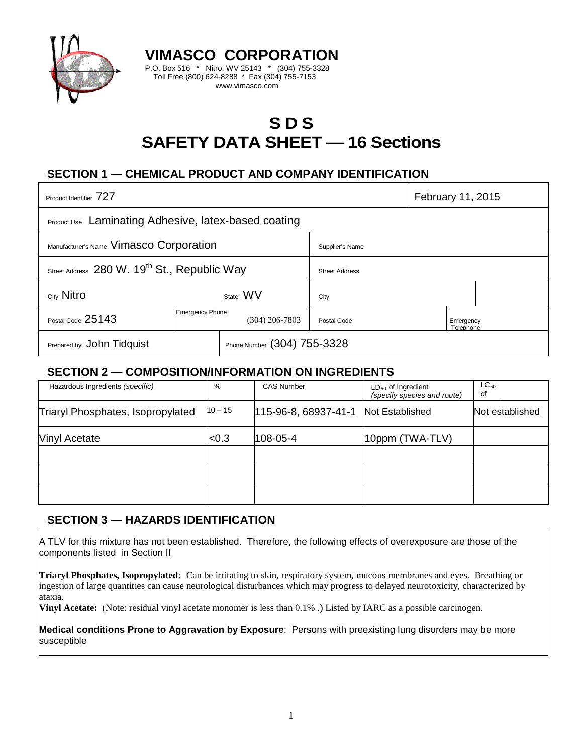# VIMASCO CORPORATION

P.O. Box 516 * Nitro, WV 25143 * (304) 755-3328
Toll Free (800) 624-8288 * Fax (304) 755-7153
www.vimasco.com

# S D S
# SAFETY DATA SHEET — 16 Sections

## SECTION 1 — CHEMICAL PRODUCT AND COMPANY IDENTIFICATION

| | | | |
|---|---|---|---|
| Product Identifier 727 | | | February 11, 2015 |
| Product Use Laminating Adhesive, latex-based coating | | | |
| Manufacturer's Name Vimasco Corporation | | Supplier's Name | |
| Street Address 280 W. 19th St., Republic Way | | Street Address | |
| City Nitro | State: WV | City | |
| Postal Code 25143 | Emergency Phone (304) 206-7803 | Postal Code | Emergency Telephone |
| Prepared by: John Tidquist | Phone Number (304) 755-3328 | | |

## SECTION 2 — COMPOSITION/INFORMATION ON INGREDIENTS

| Hazardous Ingredients (specific) | % | CAS Number | $LD_{50}$ of Ingredient (specify species and route) | $LC_{50}$ of |
|---|---|---|---|---|
| Triaryl Phosphates, Isopropylated | 10 – 15 | 115-96-8, 68937-41-1 | Not Established | Not established |
| Vinyl Acetate | <0.3 | 108-05-4 | 10ppm (TWA-TLV) | |
| | | | | |
| | | | | |
| | | | | |

## SECTION 3 — HAZARDS IDENTIFICATION

A TLV for this mixture has not been established. Therefore, the following effects of overexposure are those of the components listed in Section II

**Triaryl Phosphates, Isopropylated:** Can be irritating to skin, respiratory system, mucous membranes and eyes. Breathing or ingestion of large quantities can cause neurological disturbances which may progress to delayed neurotoxicity, characterized by ataxia.

**Vinyl Acetate:** (Note: residual vinyl acetate monomer is less than 0.1% .) Listed by IARC as a possible carcinogen.

**Medical conditions Prone to Aggravation by Exposure**: Persons with preexisting lung disorders may be more susceptible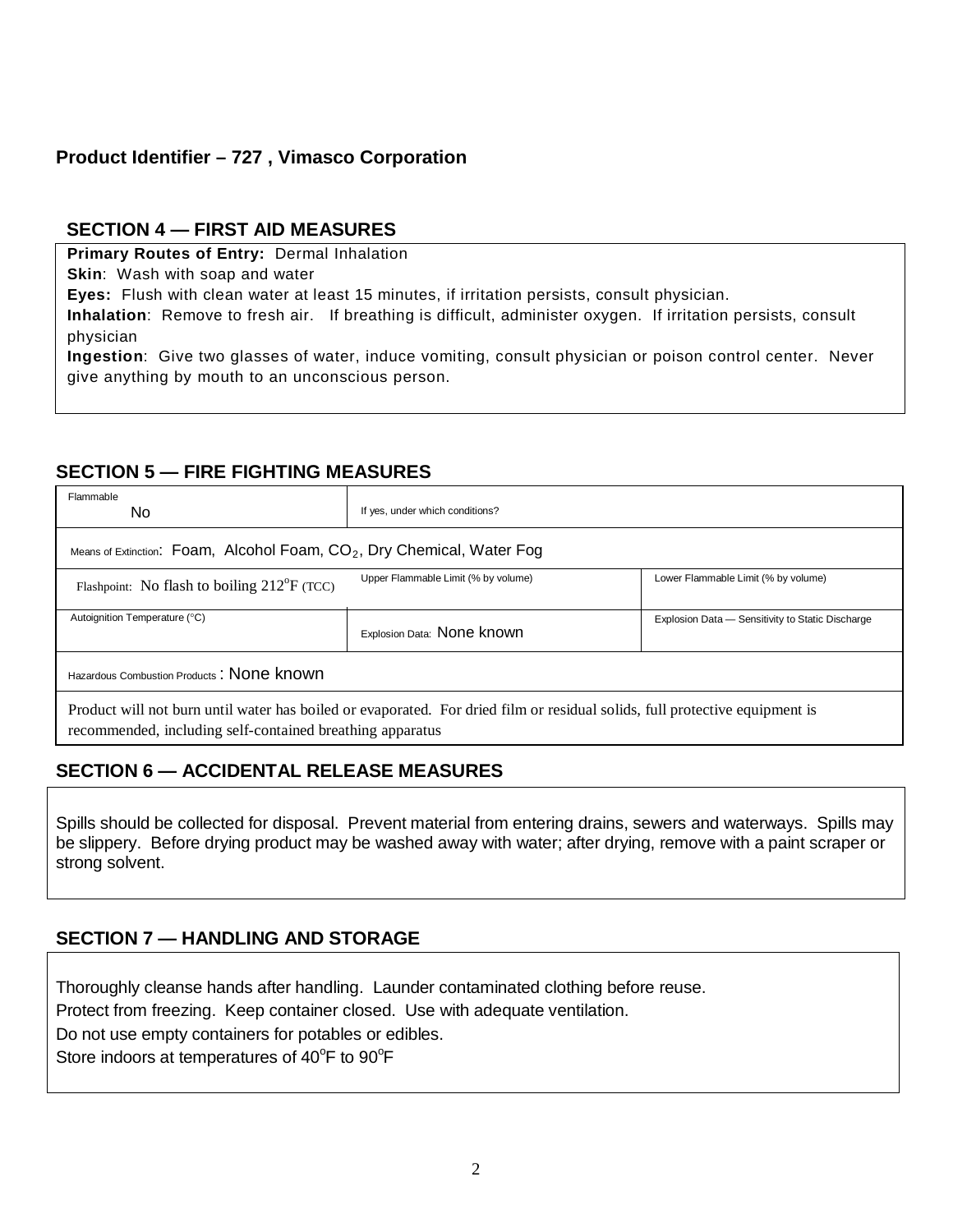**Product Identifier – 727 , Vimasco Corporation**

## SECTION 4 — FIRST AID MEASURES

**Primary Routes of Entry:** Dermal Inhalation
**Skin**: Wash with soap and water
**Eyes:** Flush with clean water at least 15 minutes, if irritation persists, consult physician.
**Inhalation**: Remove to fresh air. If breathing is difficult, administer oxygen. If irritation persists, consult physician
**Ingestion**: Give two glasses of water, induce vomiting, consult physician or poison control center. Never give anything by mouth to an unconscious person.

## SECTION 5 — FIRE FIGHTING MEASURES

| Flammable<br>No | If yes, under which conditions? | |
|---|---|---|
| Means of Extinction: Foam, Alcohol Foam, $CO_2$, Dry Chemical, Water Fog | | |
| Flashpoint: No flash to boiling 212°F (TCC) | Upper Flammable Limit (% by volume) | Lower Flammable Limit (% by volume) |
| Autoignition Temperature (°C) | Explosion Data: None known | Explosion Data — Sensitivity to Static Discharge |
| Hazardous Combustion Products : None known | | |
| Product will not burn until water has boiled or evaporated. For dried film or residual solids, full protective equipment is recommended, including self-contained breathing apparatus | | |

## SECTION 6 — ACCIDENTAL RELEASE MEASURES

Spills should be collected for disposal. Prevent material from entering drains, sewers and waterways. Spills may be slippery. Before drying product may be washed away with water; after drying, remove with a paint scraper or strong solvent.

## SECTION 7 — HANDLING AND STORAGE

Thoroughly cleanse hands after handling. Launder contaminated clothing before reuse.
Protect from freezing. Keep container closed. Use with adequate ventilation.
Do not use empty containers for potables or edibles.
Store indoors at temperatures of 40°F to 90°F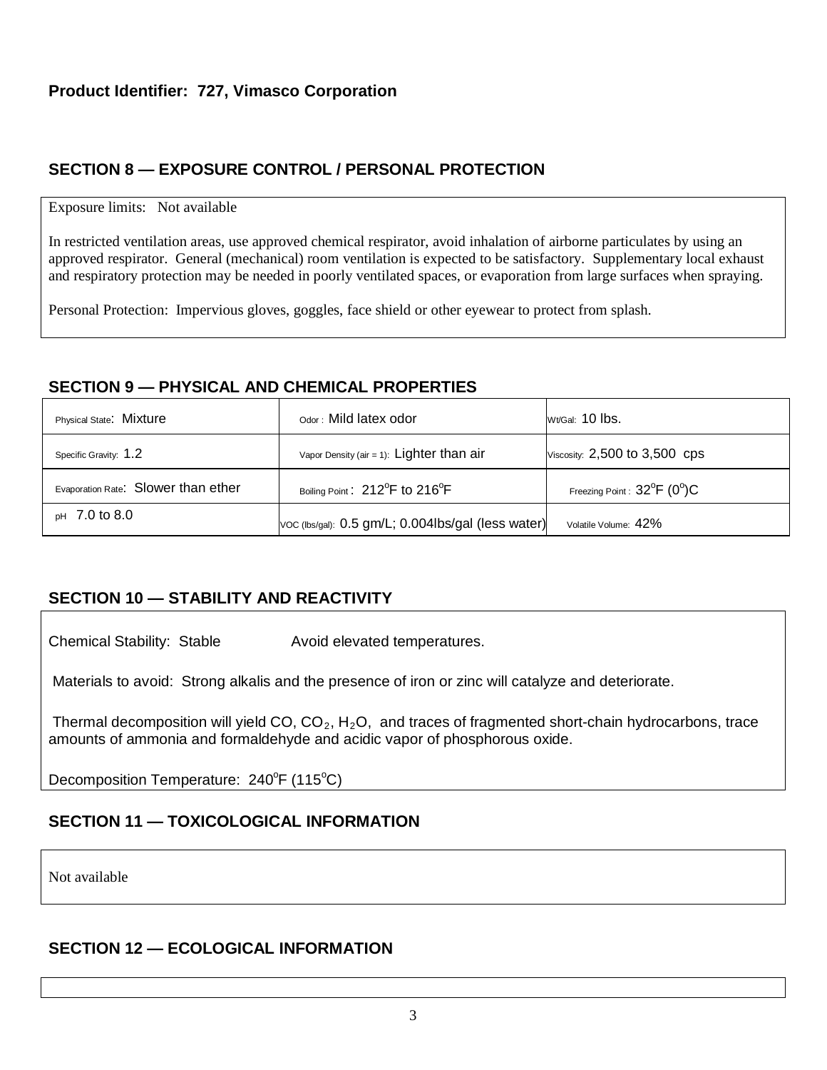**Product Identifier: 727, Vimasco Corporation**

## SECTION 8 — EXPOSURE CONTROL / PERSONAL PROTECTION

Exposure limits: Not available

In restricted ventilation areas, use approved chemical respirator, avoid inhalation of airborne particulates by using an approved respirator. General (mechanical) room ventilation is expected to be satisfactory. Supplementary local exhaust and respiratory protection may be needed in poorly ventilated spaces, or evaporation from large surfaces when spraying.

Personal Protection: Impervious gloves, goggles, face shield or other eyewear to protect from splash.

## SECTION 9 — PHYSICAL AND CHEMICAL PROPERTIES

| | | |
|---|---|---|
| Physical State: Mixture | Odor : Mild latex odor | Wt/Gal: 10 lbs. |
| Specific Gravity: 1.2 | Vapor Density (air = 1): Lighter than air | Viscosity: 2,500 to 3,500 cps |
| Evaporation Rate: Slower than ether | Boiling Point : 212°F to 216°F | Freezing Point : 32°F (0°)C |
| pH 7.0 to 8.0 | VOC (lbs/gal): 0.5 gm/L; 0.004lbs/gal (less water) | Volatile Volume: 42% |

## SECTION 10 — STABILITY AND REACTIVITY

Chemical Stability: Stable Avoid elevated temperatures.

Materials to avoid: Strong alkalis and the presence of iron or zinc will catalyze and deteriorate.

Thermal decomposition will yield CO, $CO_2$, $H_2O$, and traces of fragmented short-chain hydrocarbons, trace amounts of ammonia and formaldehyde and acidic vapor of phosphorous oxide.

Decomposition Temperature: 240°F (115°C)

## SECTION 11 — TOXICOLOGICAL INFORMATION

Not available

## SECTION 12 — ECOLOGICAL INFORMATION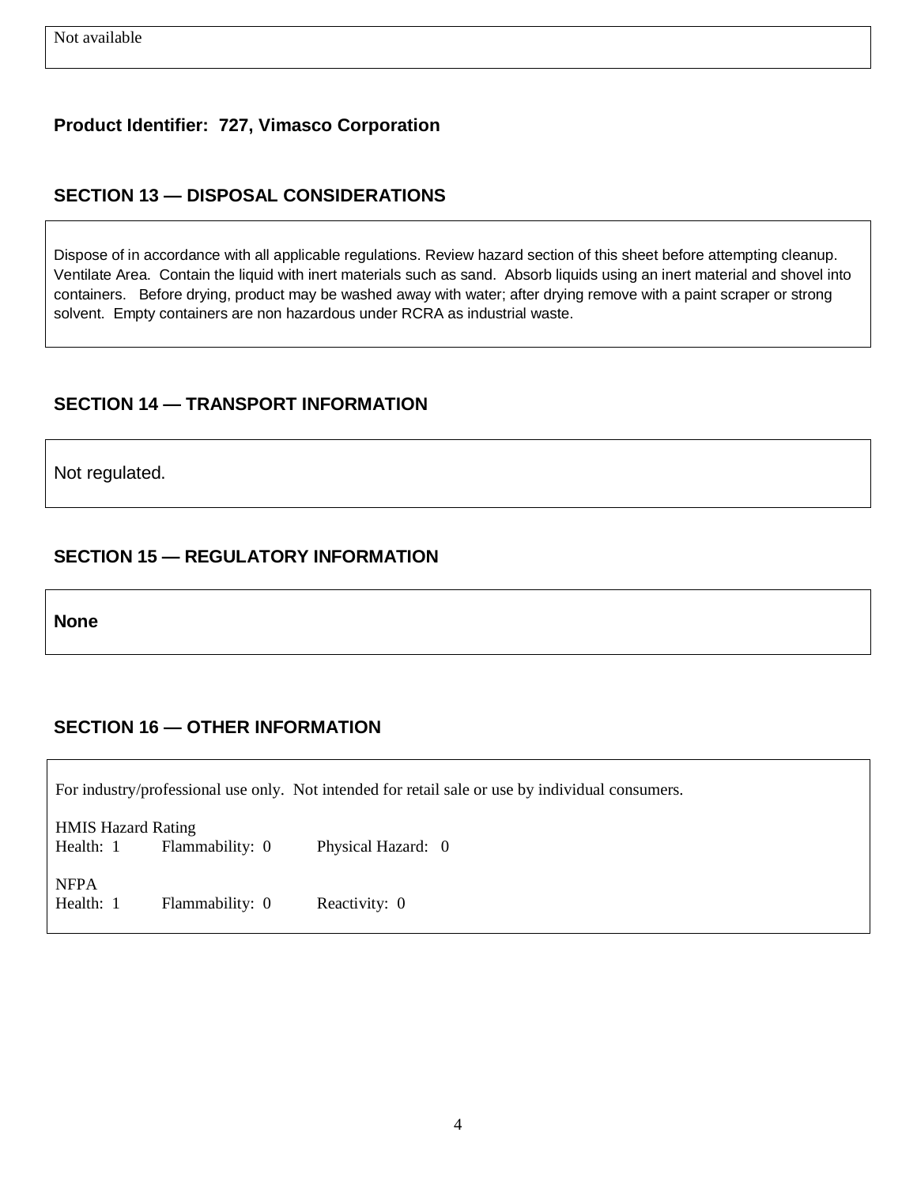Not available

**Product Identifier: 727, Vimasco Corporation**

## SECTION 13 — DISPOSAL CONSIDERATIONS

Dispose of in accordance with all applicable regulations. Review hazard section of this sheet before attempting cleanup. Ventilate Area. Contain the liquid with inert materials such as sand. Absorb liquids using an inert material and shovel into containers. Before drying, product may be washed away with water; after drying remove with a paint scraper or strong solvent. Empty containers are non hazardous under RCRA as industrial waste.

## SECTION 14 — TRANSPORT INFORMATION

Not regulated.

## SECTION 15 — REGULATORY INFORMATION

**None**

## SECTION 16 — OTHER INFORMATION

For industry/professional use only. Not intended for retail sale or use by individual consumers.

HMIS Hazard Rating
Health: 1 Flammability: 0 Physical Hazard: 0

NFPA
Health: 1 Flammability: 0 Reactivity: 0